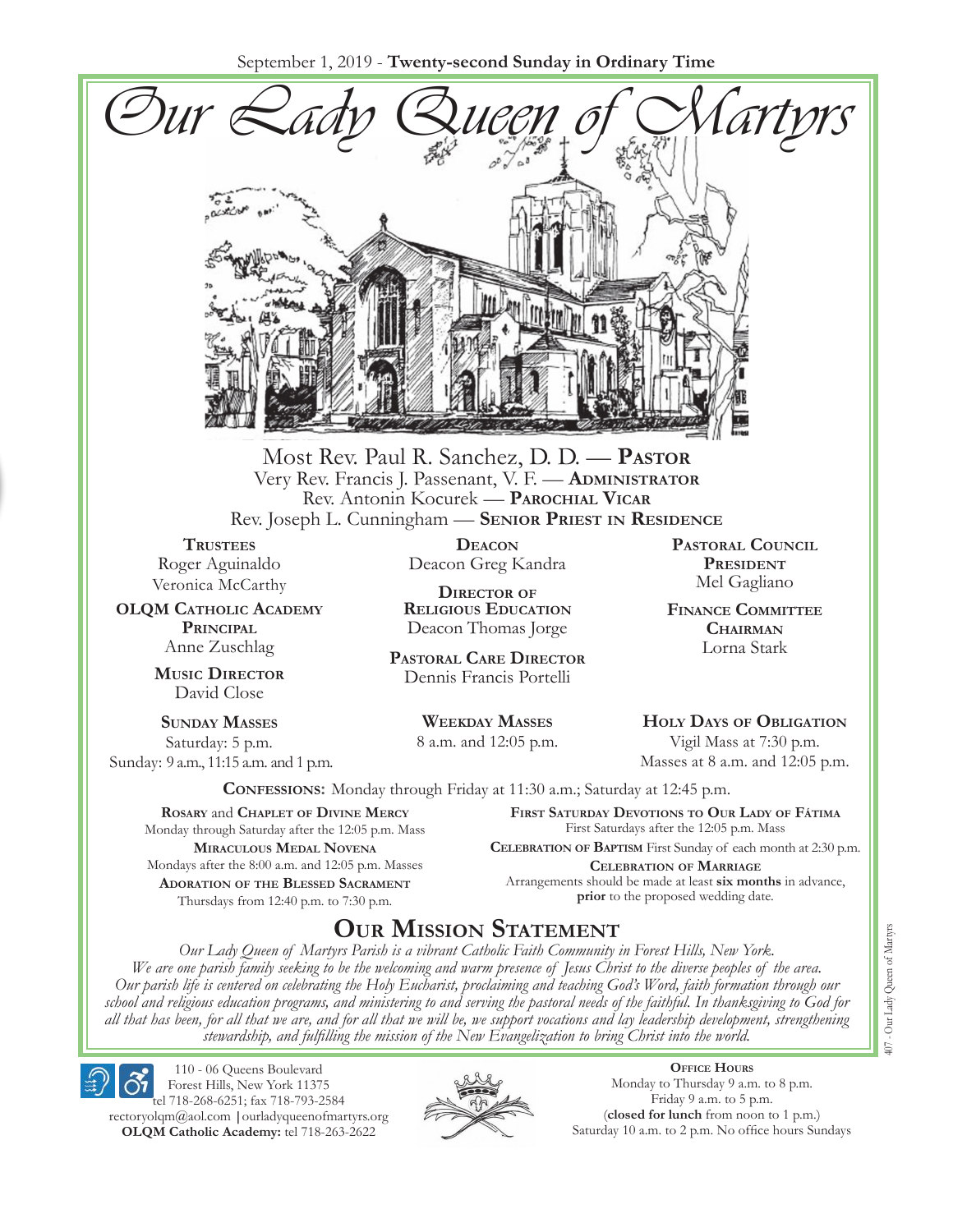September 1, 2019 - **Twenty-second Sunday in Ordinary Time**

# *Our Lady Queen of Martyrs*

Most Rev. Paul R. Sanchez, D. D. — **Pastor**
Very Rev. Francis J. Passenant, V. F. — **Administrator**
Rev. Antonin Kocurek — **Parochial Vicar**
Rev. Joseph L. Cunningham — **Senior Priest in Residence**

**Trustees**
Roger Aguinaldo
Veronica McCarthy

**OLQM Catholic Academy Principal**
Anne Zuschlag

**Music Director**
David Close

**Deacon**
Deacon Greg Kandra

**Director of Religious Education**
Deacon Thomas Jorge

**Pastoral Care Director**
Dennis Francis Portelli

**Pastoral Council President**
Mel Gagliano

**Finance Committee Chairman**
Lorna Stark

**Sunday Masses**
Saturday: 5 p.m.
Sunday: 9 a.m., 11:15 a.m. and 1 p.m.

**Weekday Masses**
8 a.m. and 12:05 p.m.

**Holy Days of Obligation**
Vigil Mass at 7:30 p.m.
Masses at 8 a.m. and 12:05 p.m.

**Confessions:** Monday through Friday at 11:30 a.m.; Saturday at 12:45 p.m.

**Rosary** and **Chaplet of Divine Mercy**
Monday through Saturday after the 12:05 p.m. Mass

**Miraculous Medal Novena**
Mondays after the 8:00 a.m. and 12:05 p.m. Masses

**Adoration of the Blessed Sacrament**
Thursdays from 12:40 p.m. to 7:30 p.m.

**First Saturday Devotions to Our Lady of Fátima**
First Saturdays after the 12:05 p.m. Mass

**Celebration of Baptism** First Sunday of each month at 2:30 p.m.

**Celebration of Marriage**
Arrangements should be made at least **six months** in advance, **prior** to the proposed wedding date.

## Our Mission Statement

*Our Lady Queen of Martyrs Parish is a vibrant Catholic Faith Community in Forest Hills, New York. We are one parish family seeking to be the welcoming and warm presence of Jesus Christ to the diverse peoples of the area. Our parish life is centered on celebrating the Holy Eucharist, proclaiming and teaching God's Word, faith formation through our school and religious education programs, and ministering to and serving the pastoral needs of the faithful. In thanksgiving to God for all that has been, for all that we are, and for all that we will be, we support vocations and lay leadership development, strengthening stewardship, and fulfilling the mission of the New Evangelization to bring Christ into the world.*

110 - 06 Queens Boulevard
Forest Hills, New York 11375
tel 718-268-6251; fax 718-793-2584
rectoryolqm@aol.com | ourladyqueenofmartyrs.org
**OLQM Catholic Academy:** tel 718-263-2622

**Office Hours**
Monday to Thursday 9 a.m. to 8 p.m.
Friday 9 a.m. to 5 p.m.
(**closed for lunch** from noon to 1 p.m.)
Saturday 10 a.m. to 2 p.m. No office hours Sundays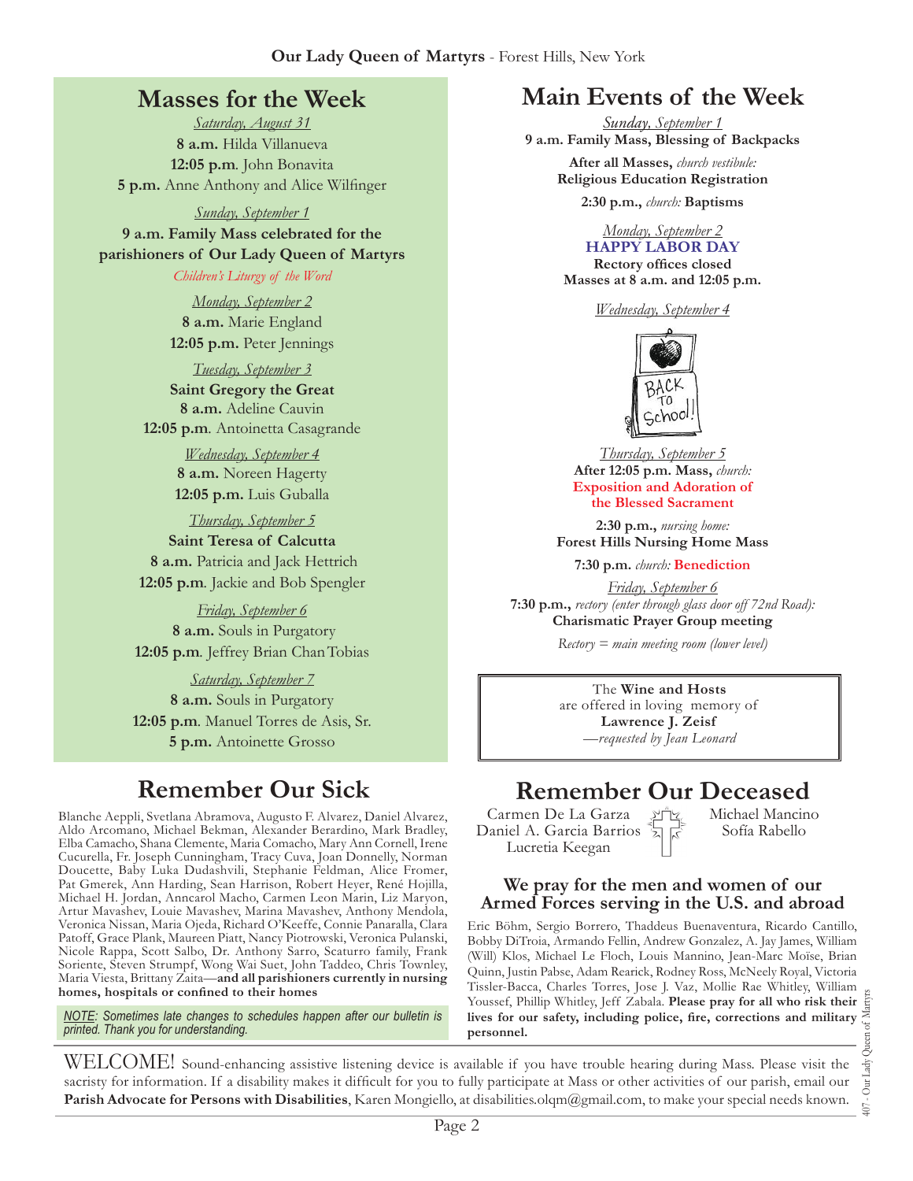## Masses for the Week

*Saturday, August 31*
**8 a.m.** Hilda Villanueva
**12:05 p.m**. John Bonavita
**5 p.m.** Anne Anthony and Alice Wilfinger

*Sunday, September 1*
**9 a.m. Family Mass celebrated for the parishioners of Our Lady Queen of Martyrs**
*Children's Liturgy of the Word*

*Monday, September 2*
**8 a.m.** Marie England
**12:05 p.m.** Peter Jennings

*Tuesday, September 3*
**Saint Gregory the Great**
**8 a.m.** Adeline Cauvin
**12:05 p.m**. Antoinetta Casagrande

*Wednesday, September 4*
**8 a.m.** Noreen Hagerty
**12:05 p.m.** Luis Guballa

*Thursday, September 5*
**Saint Teresa of Calcutta**
**8 a.m.** Patricia and Jack Hettrich
**12:05 p.m**. Jackie and Bob Spengler

*Friday, September 6*
**8 a.m.** Souls in Purgatory
**12:05 p.m**. Jeffrey Brian Chan Tobias

*Saturday, September 7*
**8 a.m.** Souls in Purgatory
**12:05 p.m**. Manuel Torres de Asis, Sr.
**5 p.m.** Antoinette Grosso

## Remember Our Sick

Blanche Aeppli, Svetlana Abramova, Augusto F. Alvarez, Daniel Alvarez, Aldo Arcomano, Michael Bekman, Alexander Berardino, Mark Bradley, Elba Camacho, Shana Clemente, Maria Comacho, Mary Ann Cornell, Irene Cucurella, Fr. Joseph Cunningham, Tracy Cuva, Joan Donnelly, Norman Doucette, Baby Luka Dudashvili, Stephanie Feldman, Alice Fromer, Pat Gmerek, Ann Harding, Sean Harrison, Robert Heyer, René Hojilla, Michael H. Jordan, Anncarol Macho, Carmen Leon Marin, Liz Maryon, Artur Mavashev, Louie Mavashev, Marina Mavashev, Anthony Mendola, Veronica Nissan, Maria Ojeda, Richard O'Keeffe, Connie Panaralla, Clara Patoff, Grace Plank, Maureen Piatt, Nancy Piotrowski, Veronica Pulanski, Nicole Rappa, Scott Salbo, Dr. Anthony Sarro, Scaturro family, Frank Soriente, Steven Strumpf, Wong Wai Suet, John Taddeo, Chris Townley, Maria Viesta, Brittany Zaita—**and all parishioners currently in nursing homes, hospitals or confined to their homes**

*NOTE: Sometimes late changes to schedules happen after our bulletin is printed. Thank you for understanding.*

## Main Events of the Week

*Sunday, September 1*
**9 a.m. Family Mass, Blessing of Backpacks**

**After all Masses,** *church vestibule:*
**Religious Education Registration**

**2:30 p.m.,** *church:* **Baptisms**

*Monday, September 2*
**HAPPY LABOR DAY**
**Rectory offices closed**
**Masses at 8 a.m. and 12:05 p.m.**

*Wednesday, September 4*
BACK TO School!

*Thursday, September 5*
**After 12:05 p.m. Mass,** *church:*
**Exposition and Adoration of the Blessed Sacrament**

**2:30 p.m.,** *nursing home:*
**Forest Hills Nursing Home Mass**

**7:30 p.m.** *church:* **Benediction**

*Friday, September 6*
**7:30 p.m.,** *rectory (enter through glass door off 72nd Road):*
**Charismatic Prayer Group meeting**

*Rectory = main meeting room (lower level)*

The **Wine and Hosts** are offered in loving memory of
**Lawrence J. Zeisf**
*—requested by Jean Leonard*

## Remember Our Deceased

Carmen De La Garza
Daniel A. Garcia Barrios
Lucretia Keegan
Michael Mancino
Sofía Rabello

### We pray for the men and women of our Armed Forces serving in the U.S. and abroad

Eric Böhm, Sergio Borrero, Thaddeus Buenaventura, Ricardo Cantillo, Bobby DiTroia, Armando Fellin, Andrew Gonzalez, A. Jay James, William (Will) Klos, Michael Le Floch, Louis Mannino, Jean-Marc Moïse, Brian Quinn, Justin Pabse, Adam Rearick, Rodney Ross, McNeely Royal, Victoria Tissler-Bacca, Charles Torres, Jose J. Vaz, Mollie Rae Whitley, William Youssef, Phillip Whitley, Jeff Zabala. **Please pray for all who risk their lives for our safety, including police, fire, corrections and military personnel.**

WELCOME! Sound-enhancing assistive listening device is available if you have trouble hearing during Mass. Please visit the sacristy for information. If a disability makes it difficult for you to fully participate at Mass or other activities of our parish, email our **Parish Advocate for Persons with Disabilities**, Karen Mongiello, at disabilities.olqm@gmail.com, to make your special needs known.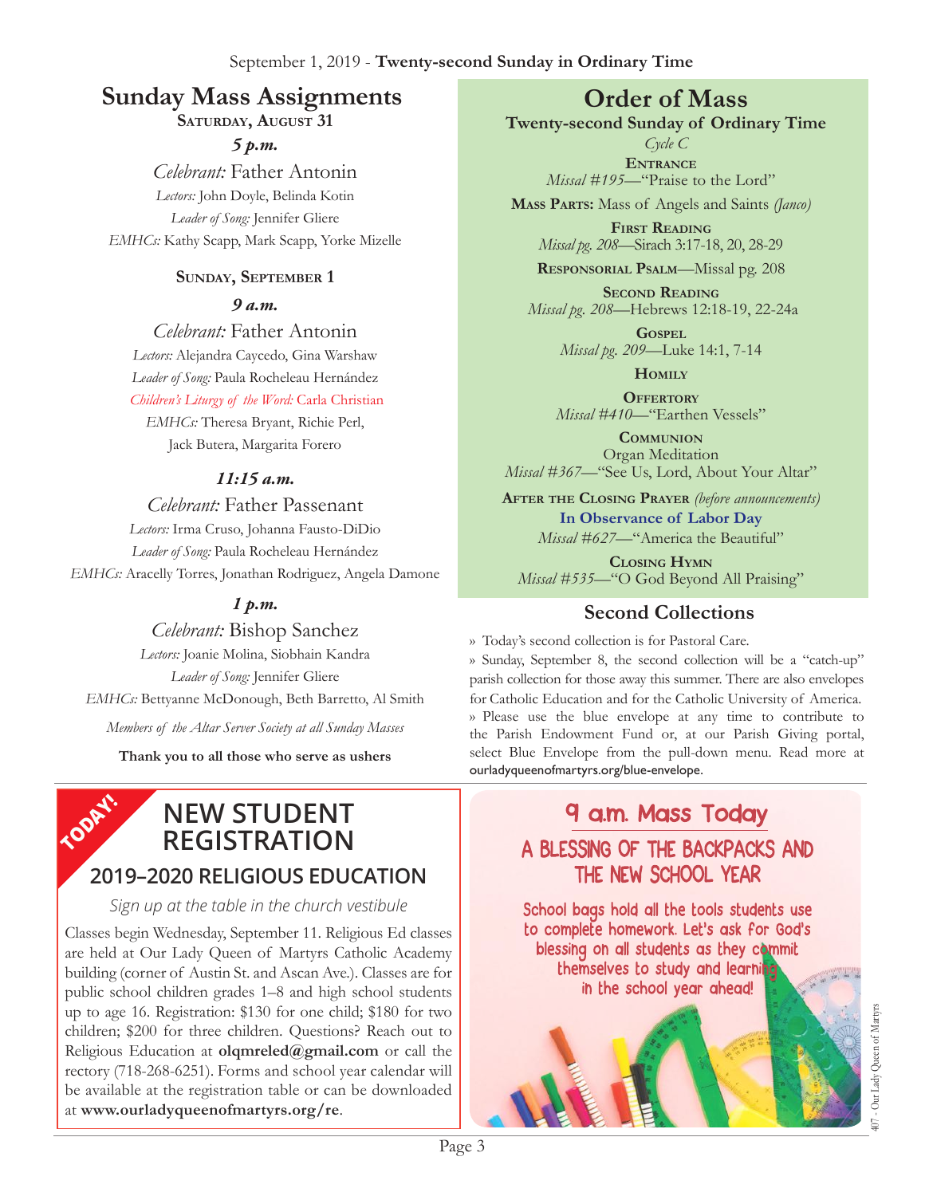September 1, 2019 - **Twenty-second Sunday in Ordinary Time**

## Sunday Mass Assignments

**Saturday, August 31**

***5 p.m.***

*Celebrant:* Father Antonin

*Lectors:* John Doyle, Belinda Kotin

*Leader of Song:* Jennifer Gliere

*EMHCs:* Kathy Scapp, Mark Scapp, Yorke Mizelle

**Sunday, September 1**

***9 a.m.***

*Celebrant:* Father Antonin

*Lectors:* Alejandra Caycedo, Gina Warshaw

*Leader of Song:* Paula Rocheleau Hernández

*Children's Liturgy of the Word:* Carla Christian

*EMHCs:* Theresa Bryant, Richie Perl, Jack Butera, Margarita Forero

***11:15 a.m.***

*Celebrant:* Father Passenant

*Lectors:* Irma Cruso, Johanna Fausto-DiDio

*Leader of Song:* Paula Rocheleau Hernández

*EMHCs:* Aracelly Torres, Jonathan Rodriguez, Angela Damone

***1 p.m.***

*Celebrant:* Bishop Sanchez

*Lectors:* Joanie Molina, Siobhain Kandra

*Leader of Song:* Jennifer Gliere

*EMHCs:* Bettyanne McDonough, Beth Barretto, Al Smith

*Members of the Altar Server Society at all Sunday Masses*

**Thank you to all those who serve as ushers**

## Order of Mass

**Twenty-second Sunday of Ordinary Time**

*Cycle C*

**Entrance**
*Missal #195*—"Praise to the Lord"

**Mass Parts:** Mass of Angels and Saints *(Janco)*

**First Reading**
*Missal pg. 208*—Sirach 3:17-18, 20, 28-29

**Responsorial Psalm**—Missal pg. 208

**Second Reading**
*Missal pg. 208*—Hebrews 12:18-19, 22-24a

**Gospel**
*Missal pg. 209*—Luke 14:1, 7-14

**Homily**

**Offertory**
*Missal #410*—"Earthen Vessels"

**Communion**
Organ Meditation
*Missal #367*—"See Us, Lord, About Your Altar"

**After the Closing Prayer** *(before announcements)*
**In Observance of Labor Day**
*Missal #627*—"America the Beautiful"

**Closing Hymn**
*Missal #535*—"O God Beyond All Praising"

## Second Collections

» Today's second collection is for Pastoral Care.

» Sunday, September 8, the second collection will be a "catch-up" parish collection for those away this summer. There are also envelopes for Catholic Education and for the Catholic University of America.

» Please use the blue envelope at any time to contribute to the Parish Endowment Fund or, at our Parish Giving portal, select Blue Envelope from the pull-down menu. Read more at ourladyqueenofmartyrs.org/blue-envelope.

**TODAY!**

## NEW STUDENT REGISTRATION

### 2019–2020 RELIGIOUS EDUCATION

*Sign up at the table in the church vestibule*

Classes begin Wednesday, September 11. Religious Ed classes are held at Our Lady Queen of Martyrs Catholic Academy building (corner of Austin St. and Ascan Ave.). Classes are for public school children grades 1–8 and high school students up to age 16. Registration: $130 for one child; $180 for two children; $200 for three children. Questions? Reach out to Religious Education at **olqmreled@gmail.com** or call the rectory (718-268-6251). Forms and school year calendar will be available at the registration table or can be downloaded at **www.ourladyqueenofmartyrs.org/re**.

## 9 a.m. Mass Today

### A BLESSING OF THE BACKPACKS AND THE NEW SCHOOL YEAR

School bags hold all the tools students use to complete homework. Let's ask for God's blessing on all students as they commit themselves to study and learning in the school year ahead!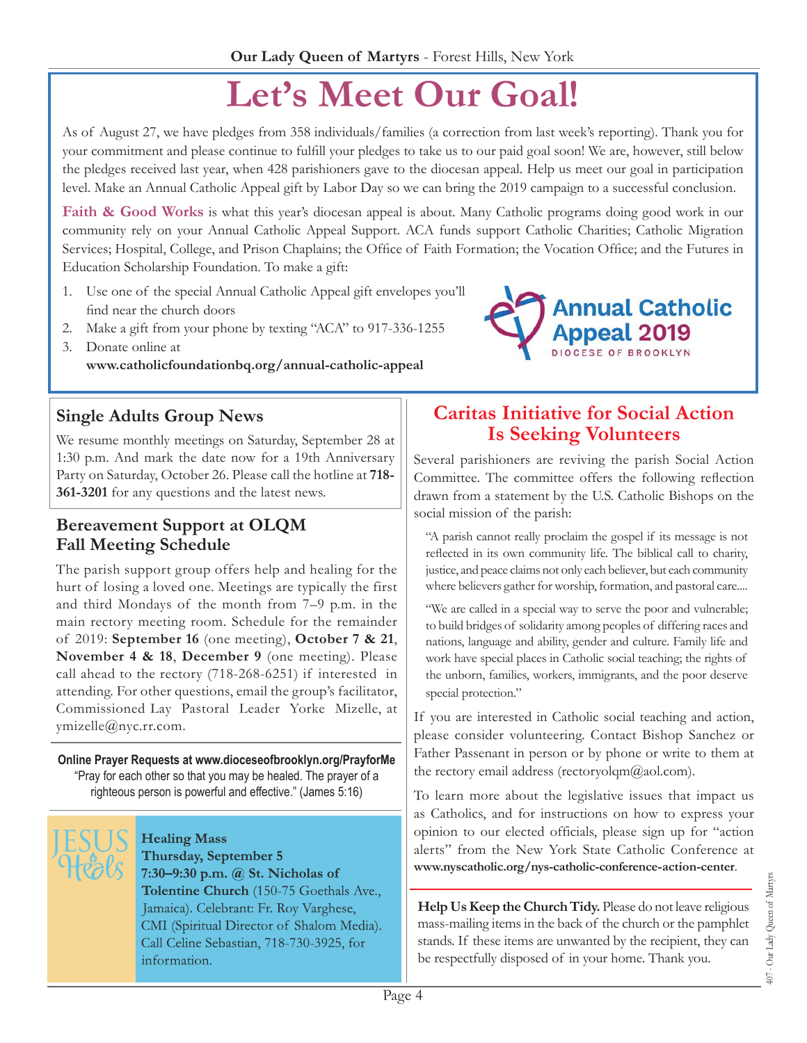# Let's Meet Our Goal!

As of August 27, we have pledges from 358 individuals/families (a correction from last week's reporting). Thank you for your commitment and please continue to fulfill your pledges to take us to our paid goal soon! We are, however, still below the pledges received last year, when 428 parishioners gave to the diocesan appeal. Help us meet our goal in participation level. Make an Annual Catholic Appeal gift by Labor Day so we can bring the 2019 campaign to a successful conclusion.

**Faith & Good Works** is what this year's diocesan appeal is about. Many Catholic programs doing good work in our community rely on your Annual Catholic Appeal Support. ACA funds support Catholic Charities; Catholic Migration Services; Hospital, College, and Prison Chaplains; the Office of Faith Formation; the Vocation Office; and the Futures in Education Scholarship Foundation. To make a gift:

1. Use one of the special Annual Catholic Appeal gift envelopes you'll find near the church doors
2. Make a gift from your phone by texting "ACA" to 917-336-1255
3. Donate online at **www.catholicfoundationbq.org/annual-catholic-appeal**

Annual Catholic Appeal 2019
DIOCESE OF BROOKLYN

## Single Adults Group News

We resume monthly meetings on Saturday, September 28 at 1:30 p.m. And mark the date now for a 19th Anniversary Party on Saturday, October 26. Please call the hotline at **718-361-3201** for any questions and the latest news.

## Bereavement Support at OLQM Fall Meeting Schedule

The parish support group offers help and healing for the hurt of losing a loved one. Meetings are typically the first and third Mondays of the month from 7–9 p.m. in the main rectory meeting room. Schedule for the remainder of 2019: **September 16** (one meeting), **October 7 & 21**, **November 4 & 18**, **December 9** (one meeting). Please call ahead to the rectory (718-268-6251) if interested in attending. For other questions, email the group's facilitator, Commissioned Lay Pastoral Leader Yorke Mizelle, at ymizelle@nyc.rr.com.

**Online Prayer Requests at www.dioceseofbrooklyn.org/PrayforMe**
"Pray for each other so that you may be healed. The prayer of a righteous person is powerful and effective." (James 5:16)

JESUS Heals

**Healing Mass**
**Thursday, September 5**
**7:30–9:30 p.m. @ St. Nicholas of Tolentine Church** (150-75 Goethals Ave., Jamaica). Celebrant: Fr. Roy Varghese, CMI (Spiritual Director of Shalom Media). Call Celine Sebastian, 718-730-3925, for information.

## Caritas Initiative for Social Action Is Seeking Volunteers

Several parishioners are reviving the parish Social Action Committee. The committee offers the following reflection drawn from a statement by the U.S. Catholic Bishops on the social mission of the parish:

> "A parish cannot really proclaim the gospel if its message is not reflected in its own community life. The biblical call to charity, justice, and peace claims not only each believer, but each community where believers gather for worship, formation, and pastoral care....
>
> "We are called in a special way to serve the poor and vulnerable; to build bridges of solidarity among peoples of differing races and nations, language and ability, gender and culture. Family life and work have special places in Catholic social teaching; the rights of the unborn, families, workers, immigrants, and the poor deserve special protection."

If you are interested in Catholic social teaching and action, please consider volunteering. Contact Bishop Sanchez or Father Passenant in person or by phone or write to them at the rectory email address (rectoryolqm@aol.com).

To learn more about the legislative issues that impact us as Catholics, and for instructions on how to express your opinion to our elected officials, please sign up for "action alerts" from the New York State Catholic Conference at **www.nyscatholic.org/nys-catholic-conference-action-center**.

**Help Us Keep the Church Tidy.** Please do not leave religious mass-mailing items in the back of the church or the pamphlet stands. If these items are unwanted by the recipient, they can be respectfully disposed of in your home. Thank you.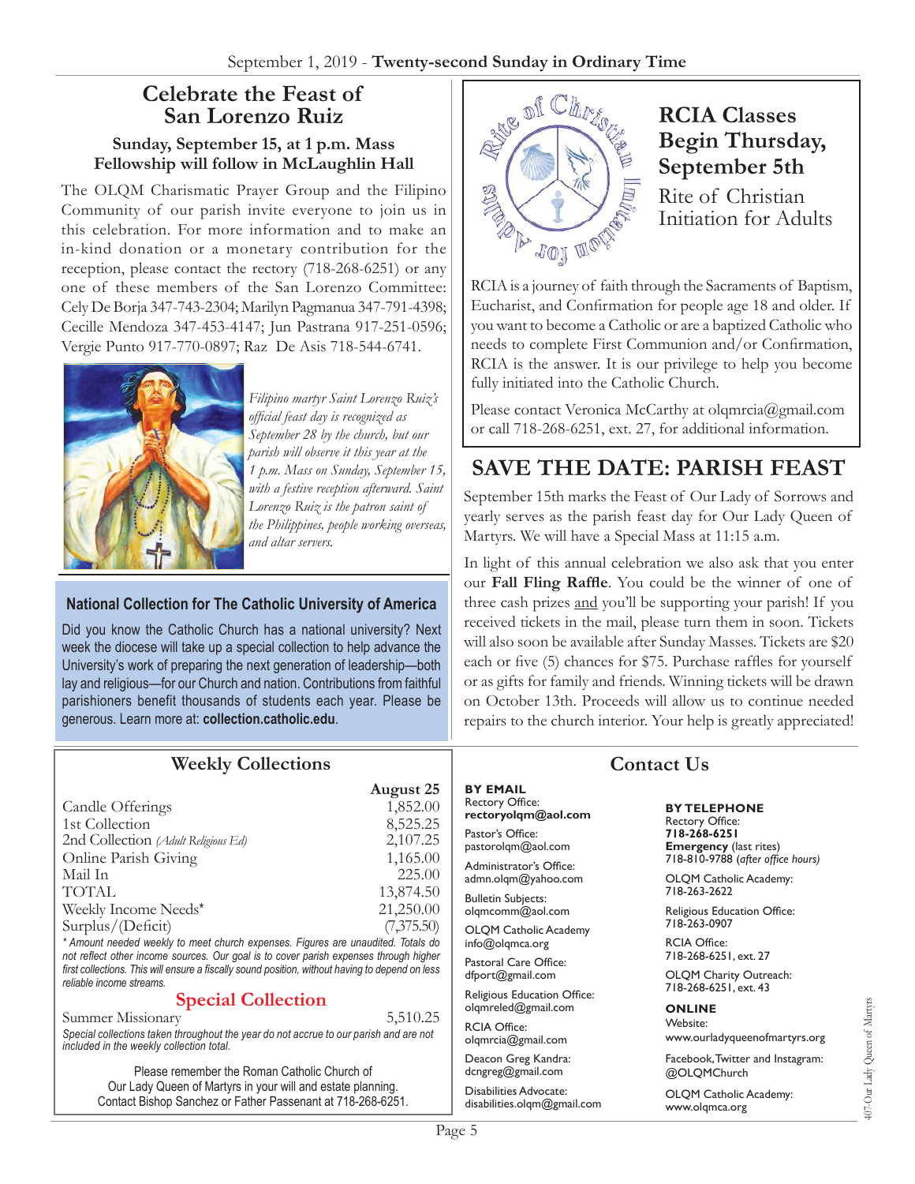# Celebrate the Feast of San Lorenzo Ruiz

**Sunday, September 15, at 1 p.m. Mass**
**Fellowship will follow in McLaughlin Hall**

The OLQM Charismatic Prayer Group and the Filipino Community of our parish invite everyone to join us in this celebration. For more information and to make an in-kind donation or a monetary contribution for the reception, please contact the rectory (718-268-6251) or any one of these members of the San Lorenzo Committee: Cely De Borja 347-743-2304; Marilyn Pagmanua 347-791-4398; Cecille Mendoza 347-453-4147; Jun Pastrana 917-251-0596; Vergie Punto 917-770-0897; Raz De Asis 718-544-6741.

*Filipino martyr Saint Lorenzo Ruiz's official feast day is recognized as September 28 by the church, but our parish will observe it this year at the 1 p.m. Mass on Sunday, September 15, with a festive reception afterward. Saint Lorenzo Ruiz is the patron saint of the Philippines, people working overseas, and altar servers.*

## National Collection for The Catholic University of America

Did you know the Catholic Church has a national university? Next week the diocese will take up a special collection to help advance the University's work of preparing the next generation of leadership—both lay and religious—for our Church and nation. Contributions from faithful parishioners benefit thousands of students each year. Please be generous. Learn more at: **collection.catholic.edu**.

# RCIA Classes Begin Thursday, September 5th

Rite of Christian Initiation for Adults

RCIA is a journey of faith through the Sacraments of Baptism, Eucharist, and Confirmation for people age 18 and older. If you want to become a Catholic or are a baptized Catholic who needs to complete First Communion and/or Confirmation, RCIA is the answer. It is our privilege to help you become fully initiated into the Catholic Church.

Please contact Veronica McCarthy at olqmrcia@gmail.com or call 718-268-6251, ext. 27, for additional information.

# SAVE THE DATE: PARISH FEAST

September 15th marks the Feast of Our Lady of Sorrows and yearly serves as the parish feast day for Our Lady Queen of Martyrs. We will have a Special Mass at 11:15 a.m.

In light of this annual celebration we also ask that you enter our **Fall Fling Raffle**. You could be the winner of one of three cash prizes and you'll be supporting your parish! If you received tickets in the mail, please turn them in soon. Tickets will also soon be available after Sunday Masses. Tickets are $20 each or five (5) chances for $75. Purchase raffles for yourself or as gifts for family and friends. Winning tickets will be drawn on October 13th. Proceeds will allow us to continue needed repairs to the church interior. Your help is greatly appreciated!

## Weekly Collections

| | August 25 |
|---|---|
| Candle Offerings | 1,852.00 |
| 1st Collection | 8,525.25 |
| 2nd Collection *(Adult Religious Ed)* | 2,107.25 |
| Online Parish Giving | 1,165.00 |
| Mail In | 225.00 |
| TOTAL | 13,874.50 |
| Weekly Income Needs* | 21,250.00 |
| Surplus/(Deficit) | (7,375.50) |

*\* Amount needed weekly to meet church expenses. Figures are unaudited. Totals do not reflect other income sources. Our goal is to cover parish expenses through higher first collections. This will ensure a fiscally sound position, without having to depend on less reliable income streams.*

### Special Collection

| | |
|---|---|
| Summer Missionary | 5,510.25 |

*Special collections taken throughout the year do not accrue to our parish and are not included in the weekly collection total.*

Please remember the Roman Catholic Church of Our Lady Queen of Martyrs in your will and estate planning. Contact Bishop Sanchez or Father Passenant at 718-268-6251.

## Contact Us

**BY EMAIL**

Rectory Office: **rectoryolqm@aol.com**

Pastor's Office: pastorolqm@aol.com

Administrator's Office: admn.olqm@yahoo.com

Bulletin Subjects: olqmcomm@aol.com

OLQM Catholic Academy info@olqmca.org

Pastoral Care Office: dfport@gmail.com

Religious Education Office: olqmreled@gmail.com

RCIA Office: olqmrcia@gmail.com

Deacon Greg Kandra: dcngreg@gmail.com

Disabilities Advocate: disabilities.olqm@gmail.com

**BY TELEPHONE**

Rectory Office: **718-268-6251**

**Emergency** (last rites) 718-810-9788 *(after office hours)*

OLQM Catholic Academy: 718-263-2622

Religious Education Office: 718-263-0907

RCIA Office: 718-268-6251, ext. 27

OLQM Charity Outreach: 718-268-6251, ext. 43

**ONLINE**

Website: www.ourladyqueenofmartyrs.org

Facebook, Twitter and Instagram: @OLQMChurch

OLQM Catholic Academy: www.olqmca.org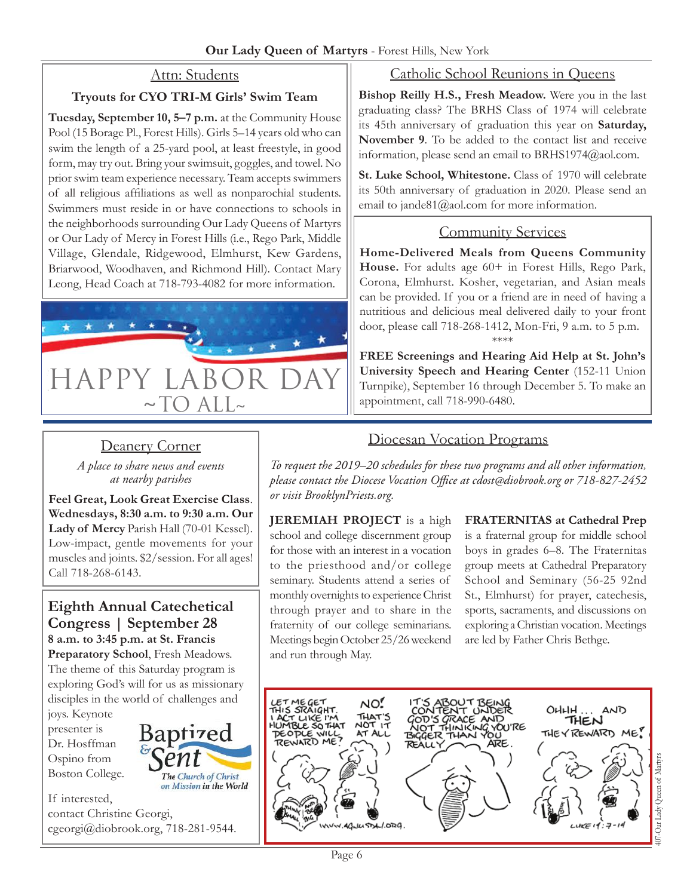## Attn: Students

### Tryouts for CYO TRI-M Girls' Swim Team

**Tuesday, September 10, 5–7 p.m.** at the Community House Pool (15 Borage Pl., Forest Hills). Girls 5–14 years old who can swim the length of a 25-yard pool, at least freestyle, in good form, may try out. Bring your swimsuit, goggles, and towel. No prior swim team experience necessary. Team accepts swimmers of all religious affiliations as well as nonparochial students. Swimmers must reside in or have connections to schools in the neighborhoods surrounding Our Lady Queens of Martyrs or Our Lady of Mercy in Forest Hills (i.e., Rego Park, Middle Village, Glendale, Ridgewood, Elmhurst, Kew Gardens, Briarwood, Woodhaven, and Richmond Hill). Contact Mary Leong, Head Coach at 718-793-4082 for more information.

HAPPY LABOR DAY
~TO ALL~

## Catholic School Reunions in Queens

**Bishop Reilly H.S., Fresh Meadow.** Were you in the last graduating class? The BRHS Class of 1974 will celebrate its 45th anniversary of graduation this year on **Saturday, November 9**. To be added to the contact list and receive information, please send an email to BRHS1974@aol.com.

**St. Luke School, Whitestone.** Class of 1970 will celebrate its 50th anniversary of graduation in 2020. Please send an email to jande81@aol.com for more information.

## Community Services

**Home-Delivered Meals from Queens Community House.** For adults age 60+ in Forest Hills, Rego Park, Corona, Elmhurst. Kosher, vegetarian, and Asian meals can be provided. If you or a friend are in need of having a nutritious and delicious meal delivered daily to your front door, please call 718-268-1412, Mon-Fri, 9 a.m. to 5 p.m.

\*\*\*\*

**FREE Screenings and Hearing Aid Help at St. John's University Speech and Hearing Center** (152-11 Union Turnpike), September 16 through December 5. To make an appointment, call 718-990-6480.

## Deanery Corner

*A place to share news and events at nearby parishes*

**Feel Great, Look Great Exercise Class. Wednesdays, 8:30 a.m. to 9:30 a.m. Our Lady of Mercy** Parish Hall (70-01 Kessel). Low-impact, gentle movements for your muscles and joints. $2/session. For all ages! Call 718-268-6143.

### Eighth Annual Catechetical Congress | September 28

**8 a.m. to 3:45 p.m. at St. Francis Preparatory School**, Fresh Meadows. The theme of this Saturday program is exploring God's will for us as missionary disciples in the world of challenges and joys. Keynote presenter is Dr. Hosffman Ospino from Boston College.

Baptized & Sent
The Church of Christ on Mission in the World

If interested, contact Christine Georgi, cgeorgi@diobrook.org, 718-281-9544.

## Diocesan Vocation Programs

*To request the 2019–20 schedules for these two programs and all other information, please contact the Diocese Vocation Office at cdost@diobrook.org or 718-827-2452 or visit BrooklynPriests.org.*

**JEREMIAH PROJECT** is a high school and college discernment group for those with an interest in a vocation to the priesthood and/or college seminary. Students attend a series of monthly overnights to experience Christ through prayer and to share in the fraternity of our college seminarians. Meetings begin October 25/26 weekend and run through May.

**FRATERNITAS at Cathedral Prep** is a fraternal group for middle school boys in grades 6–8. The Fraternitas group meets at Cathedral Preparatory School and Seminary (56-25 92nd St., Elmhurst) for prayer, catechesis, sports, sacraments, and discussions on exploring a Christian vocation. Meetings are led by Father Chris Bethge.